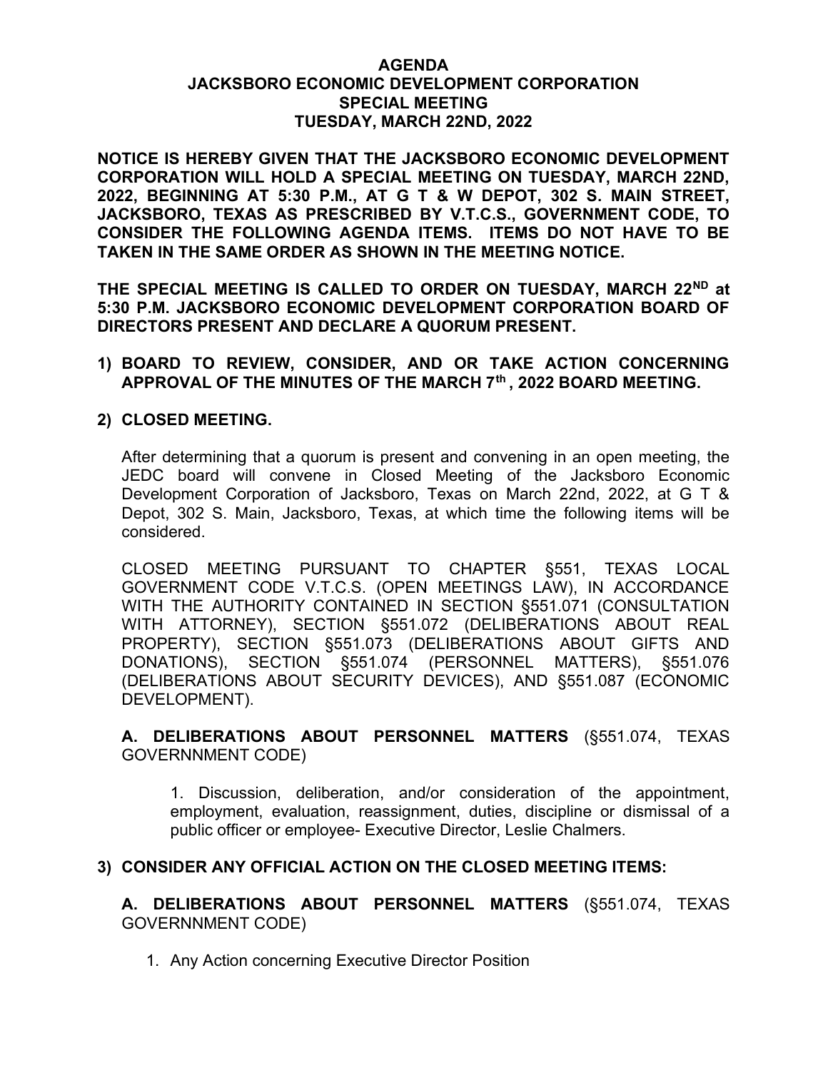# AGENDA
# JACKSBORO ECONOMIC DEVELOPMENT CORPORATION
# SPECIAL MEETING
# TUESDAY, MARCH 22ND, 2022

**NOTICE IS HEREBY GIVEN THAT THE JACKSBORO ECONOMIC DEVELOPMENT CORPORATION WILL HOLD A SPECIAL MEETING ON TUESDAY, MARCH 22ND, 2022, BEGINNING AT 5:30 P.M., AT G T & W DEPOT, 302 S. MAIN STREET, JACKSBORO, TEXAS AS PRESCRIBED BY V.T.C.S., GOVERNMENT CODE, TO CONSIDER THE FOLLOWING AGENDA ITEMS. ITEMS DO NOT HAVE TO BE TAKEN IN THE SAME ORDER AS SHOWN IN THE MEETING NOTICE.**

**THE SPECIAL MEETING IS CALLED TO ORDER ON TUESDAY, MARCH 22ND at 5:30 P.M. JACKSBORO ECONOMIC DEVELOPMENT CORPORATION BOARD OF DIRECTORS PRESENT AND DECLARE A QUORUM PRESENT.**

**1) BOARD TO REVIEW, CONSIDER, AND OR TAKE ACTION CONCERNING APPROVAL OF THE MINUTES OF THE MARCH 7th , 2022 BOARD MEETING.**

**2) CLOSED MEETING.**

After determining that a quorum is present and convening in an open meeting, the JEDC board will convene in Closed Meeting of the Jacksboro Economic Development Corporation of Jacksboro, Texas on March 22nd, 2022, at G T & Depot, 302 S. Main, Jacksboro, Texas, at which time the following items will be considered.

CLOSED MEETING PURSUANT TO CHAPTER §551, TEXAS LOCAL GOVERNMENT CODE V.T.C.S. (OPEN MEETINGS LAW), IN ACCORDANCE WITH THE AUTHORITY CONTAINED IN SECTION §551.071 (CONSULTATION WITH ATTORNEY), SECTION §551.072 (DELIBERATIONS ABOUT REAL PROPERTY), SECTION §551.073 (DELIBERATIONS ABOUT GIFTS AND DONATIONS), SECTION §551.074 (PERSONNEL MATTERS), §551.076 (DELIBERATIONS ABOUT SECURITY DEVICES), AND §551.087 (ECONOMIC DEVELOPMENT).

**A. DELIBERATIONS ABOUT PERSONNEL MATTERS** (§551.074, TEXAS GOVERNNMENT CODE)

1. Discussion, deliberation, and/or consideration of the appointment, employment, evaluation, reassignment, duties, discipline or dismissal of a public officer or employee- Executive Director, Leslie Chalmers.

**3) CONSIDER ANY OFFICIAL ACTION ON THE CLOSED MEETING ITEMS:**

**A. DELIBERATIONS ABOUT PERSONNEL MATTERS** (§551.074, TEXAS GOVERNNMENT CODE)

1. Any Action concerning Executive Director Position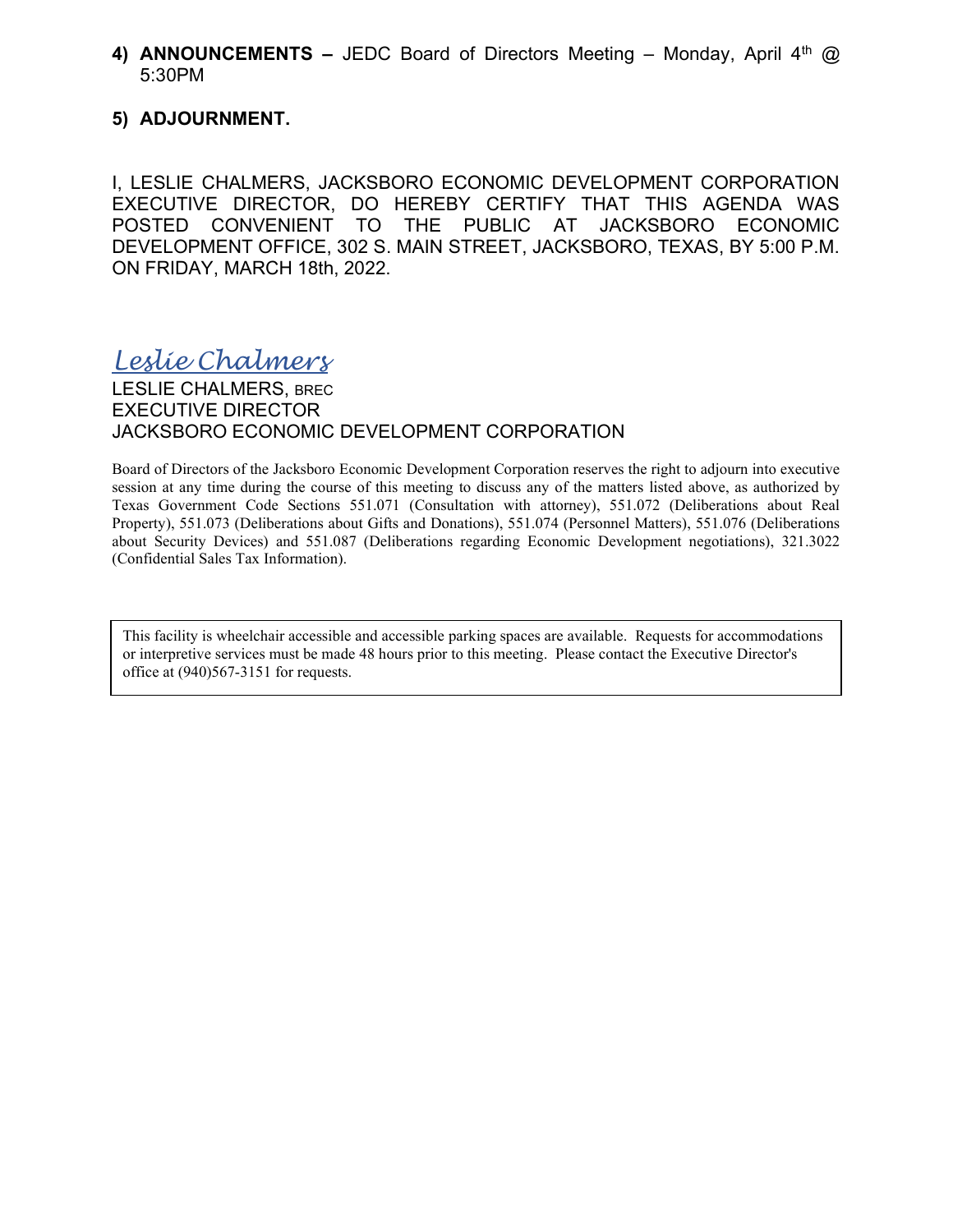**4) ANNOUNCEMENTS –** JEDC Board of Directors Meeting – Monday, April 4th @ 5:30PM

**5) ADJOURNMENT.**

I, LESLIE CHALMERS, JACKSBORO ECONOMIC DEVELOPMENT CORPORATION EXECUTIVE DIRECTOR, DO HEREBY CERTIFY THAT THIS AGENDA WAS POSTED CONVENIENT TO THE PUBLIC AT JACKSBORO ECONOMIC DEVELOPMENT OFFICE, 302 S. MAIN STREET, JACKSBORO, TEXAS, BY 5:00 P.M. ON FRIDAY, MARCH 18th, 2022.

*Leslie Chalmers*

LESLIE CHALMERS, BREC
EXECUTIVE DIRECTOR
JACKSBORO ECONOMIC DEVELOPMENT CORPORATION

Board of Directors of the Jacksboro Economic Development Corporation reserves the right to adjourn into executive session at any time during the course of this meeting to discuss any of the matters listed above, as authorized by Texas Government Code Sections 551.071 (Consultation with attorney), 551.072 (Deliberations about Real Property), 551.073 (Deliberations about Gifts and Donations), 551.074 (Personnel Matters), 551.076 (Deliberations about Security Devices) and 551.087 (Deliberations regarding Economic Development negotiations), 321.3022 (Confidential Sales Tax Information).

This facility is wheelchair accessible and accessible parking spaces are available. Requests for accommodations or interpretive services must be made 48 hours prior to this meeting. Please contact the Executive Director's office at (940)567-3151 for requests.